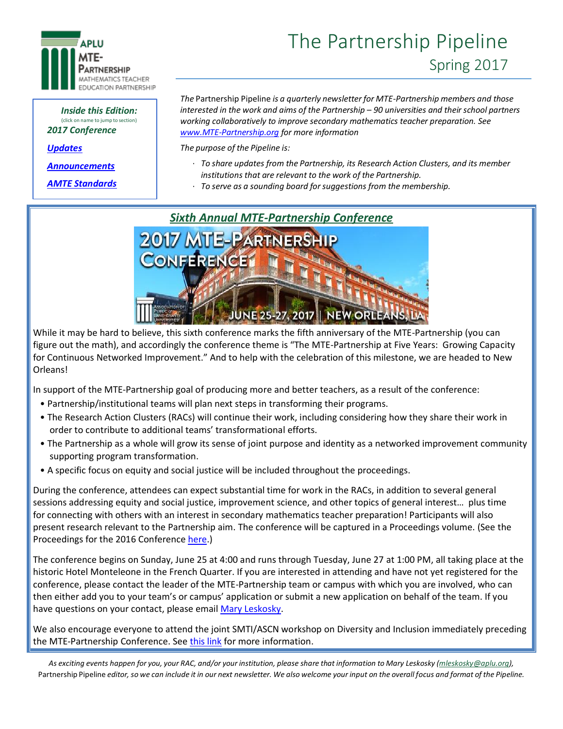APLU MTE-PARTNERSHIP MATHEMATICS TEACHER EDUCATION PARTNERSHIP

# The Partnership Pipeline

## Spring 2017

**Inside this Edition:**
(click on name to jump to section)

*2017 Conference*

*Updates*

*Announcements*

*AMTE Standards*

*The* Partnership Pipeline *is a quarterly newsletter for MTE-Partnership members and those interested in the work and aims of the Partnership – 90 universities and their school partners working collaboratively to improve secondary mathematics teacher preparation. See www.MTE-Partnership.org for more information*

*The purpose of the Pipeline is:*

- *To share updates from the Partnership, its Research Action Clusters, and its member institutions that are relevant to the work of the Partnership.*
- *To serve as a sounding board for suggestions from the membership.*

## *Sixth Annual MTE-Partnership Conference*

2017 MTE-PARTNERSHIP CONFERENCE — JUNE 25-27, 2017 | NEW ORLEANS, LA

While it may be hard to believe, this sixth conference marks the fifth anniversary of the MTE-Partnership (you can figure out the math), and accordingly the conference theme is "The MTE-Partnership at Five Years: Growing Capacity for Continuous Networked Improvement." And to help with the celebration of this milestone, we are headed to New Orleans!

In support of the MTE-Partnership goal of producing more and better teachers, as a result of the conference:

- Partnership/institutional teams will plan next steps in transforming their programs.
- The Research Action Clusters (RACs) will continue their work, including considering how they share their work in order to contribute to additional teams' transformational efforts.
- The Partnership as a whole will grow its sense of joint purpose and identity as a networked improvement community supporting program transformation.
- A specific focus on equity and social justice will be included throughout the proceedings.

During the conference, attendees can expect substantial time for work in the RACs, in addition to several general sessions addressing equity and social justice, improvement science, and other topics of general interest… plus time for connecting with others with an interest in secondary mathematics teacher preparation! Participants will also present research relevant to the Partnership aim. The conference will be captured in a Proceedings volume. (See the Proceedings for the 2016 Conference here.)

The conference begins on Sunday, June 25 at 4:00 and runs through Tuesday, June 27 at 1:00 PM, all taking place at the historic Hotel Monteleone in the French Quarter. If you are interested in attending and have not yet registered for the conference, please contact the leader of the MTE-Partnership team or campus with which you are involved, who can then either add you to your team's or campus' application or submit a new application on behalf of the team. If you have questions on your contact, please email Mary Leskosky.

We also encourage everyone to attend the joint SMTI/ASCN workshop on Diversity and Inclusion immediately preceding the MTE-Partnership Conference. See this link for more information.

*As exciting events happen for you, your RAC, and/or your institution, please share that information to Mary Leskosky (mleskosky@aplu.org),* Partnership Pipeline *editor, so we can include it in our next newsletter. We also welcome your input on the overall focus and format of the Pipeline.*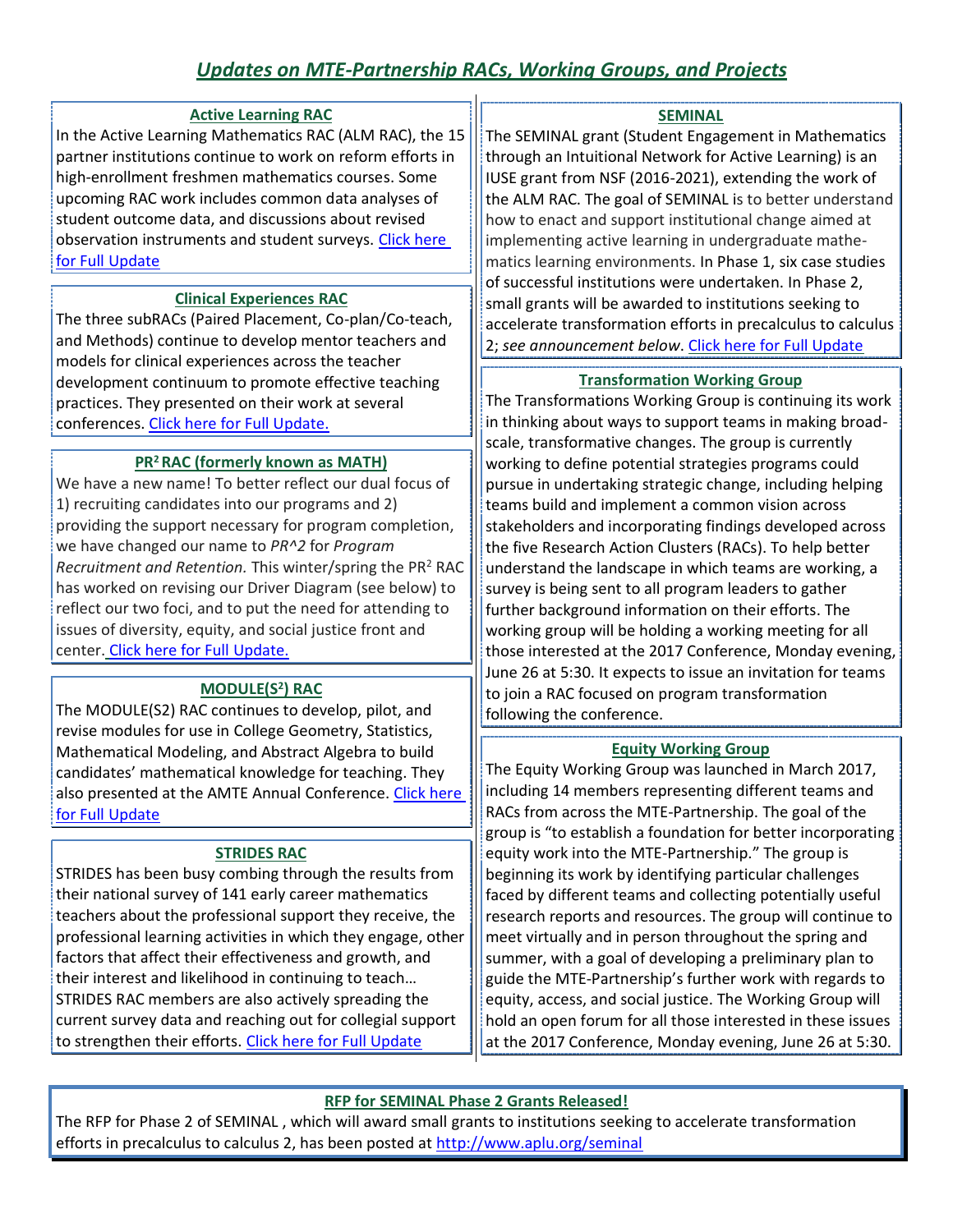# *Updates on MTE-Partnership RACs, Working Groups, and Projects*

### Active Learning RAC

In the Active Learning Mathematics RAC (ALM RAC), the 15 partner institutions continue to work on reform efforts in high-enrollment freshmen mathematics courses. Some upcoming RAC work includes common data analyses of student outcome data, and discussions about revised observation instruments and student surveys. Click here for Full Update

### Clinical Experiences RAC

The three subRACs (Paired Placement, Co-plan/Co-teach, and Methods) continue to develop mentor teachers and models for clinical experiences across the teacher development continuum to promote effective teaching practices. They presented on their work at several conferences. Click here for Full Update.

### PR² RAC (formerly known as MATH)

We have a new name! To better reflect our dual focus of 1) recruiting candidates into our programs and 2) providing the support necessary for program completion, we have changed our name to *PR^2* for *Program Recruitment and Retention.* This winter/spring the PR² RAC has worked on revising our Driver Diagram (see below) to reflect our two foci, and to put the need for attending to issues of diversity, equity, and social justice front and center. Click here for Full Update.

### MODULE(S²) RAC

The MODULE(S2) RAC continues to develop, pilot, and revise modules for use in College Geometry, Statistics, Mathematical Modeling, and Abstract Algebra to build candidates' mathematical knowledge for teaching. They also presented at the AMTE Annual Conference. Click here for Full Update

### STRIDES RAC

STRIDES has been busy combing through the results from their national survey of 141 early career mathematics teachers about the professional support they receive, the professional learning activities in which they engage, other factors that affect their effectiveness and growth, and their interest and likelihood in continuing to teach… STRIDES RAC members are also actively spreading the current survey data and reaching out for collegial support to strengthen their efforts. Click here for Full Update

### SEMINAL

The SEMINAL grant (Student Engagement in Mathematics through an Intuitional Network for Active Learning) is an IUSE grant from NSF (2016-2021), extending the work of the ALM RAC. The goal of SEMINAL is to better understand how to enact and support institutional change aimed at implementing active learning in undergraduate mathematics learning environments. In Phase 1, six case studies of successful institutions were undertaken. In Phase 2, small grants will be awarded to institutions seeking to accelerate transformation efforts in precalculus to calculus 2; *see announcement below*. Click here for Full Update

### Transformation Working Group

The Transformations Working Group is continuing its work in thinking about ways to support teams in making broad-scale, transformative changes. The group is currently working to define potential strategies programs could pursue in undertaking strategic change, including helping teams build and implement a common vision across stakeholders and incorporating findings developed across the five Research Action Clusters (RACs). To help better understand the landscape in which teams are working, a survey is being sent to all program leaders to gather further background information on their efforts. The working group will be holding a working meeting for all those interested at the 2017 Conference, Monday evening, June 26 at 5:30. It expects to issue an invitation for teams to join a RAC focused on program transformation following the conference.

### Equity Working Group

The Equity Working Group was launched in March 2017, including 14 members representing different teams and RACs from across the MTE-Partnership. The goal of the group is "to establish a foundation for better incorporating equity work into the MTE-Partnership." The group is beginning its work by identifying particular challenges faced by different teams and collecting potentially useful research reports and resources. The group will continue to meet virtually and in person throughout the spring and summer, with a goal of developing a preliminary plan to guide the MTE-Partnership's further work with regards to equity, access, and social justice. The Working Group will hold an open forum for all those interested in these issues at the 2017 Conference, Monday evening, June 26 at 5:30.

### RFP for SEMINAL Phase 2 Grants Released!

The RFP for Phase 2 of SEMINAL , which will award small grants to institutions seeking to accelerate transformation efforts in precalculus to calculus 2, has been posted at http://www.aplu.org/seminal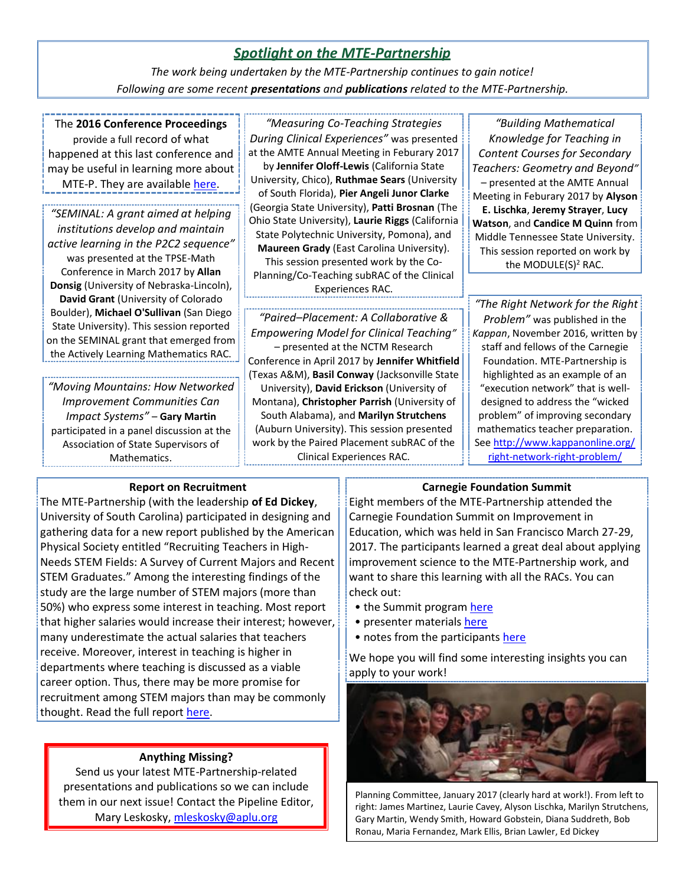## *Spotlight on the MTE-Partnership*

*The work being undertaken by the MTE-Partnership continues to gain notice!*
*Following are some recent* ***presentations*** *and* ***publications*** *related to the MTE-Partnership.*

The **2016 Conference Proceedings** provide a full record of what happened at this last conference and may be useful in learning more about MTE-P. They are available here.

*"SEMINAL: A grant aimed at helping institutions develop and maintain active learning in the P2C2 sequence"* was presented at the TPSE-Math Conference in March 2017 by **Allan Donsig** (University of Nebraska-Lincoln), **David Grant** (University of Colorado Boulder), **Michael O'Sullivan** (San Diego State University). This session reported on the SEMINAL grant that emerged from the Actively Learning Mathematics RAC.

*"Moving Mountains: How Networked Improvement Communities Can Impact Systems"* – **Gary Martin** participated in a panel discussion at the Association of State Supervisors of Mathematics.

*"Measuring Co-Teaching Strategies During Clinical Experiences"* was presented at the AMTE Annual Meeting in Feburary 2017 by **Jennifer Oloff-Lewis** (California State University, Chico), **Ruthmae Sears** (University of South Florida), **Pier Angeli Junor Clarke** (Georgia State University), **Patti Brosnan** (The Ohio State University), **Laurie Riggs** (California State Polytechnic University, Pomona), and **Maureen Grady** (East Carolina University). This session presented work by the Co-Planning/Co-Teaching subRAC of the Clinical Experiences RAC.

*"Paired–Placement: A Collaborative & Empowering Model for Clinical Teaching"* – presented at the NCTM Research Conference in April 2017 by **Jennifer Whitfield** (Texas A&M), **Basil Conway** (Jacksonville State University), **David Erickson** (University of Montana), **Christopher Parrish** (University of South Alabama), and **Marilyn Strutchens** (Auburn University). This session presented work by the Paired Placement subRAC of the Clinical Experiences RAC.

*"Building Mathematical Knowledge for Teaching in Content Courses for Secondary Teachers: Geometry and Beyond"* – presented at the AMTE Annual Meeting in Feburary 2017 by **Alyson E. Lischka**, **Jeremy Strayer**, **Lucy Watson**, and **Candice M Quinn** from Middle Tennessee State University. This session reported on work by the MODULE(S)$^2$ RAC.

*"The Right Network for the Right Problem"* was published in the *Kappan*, November 2016, written by staff and fellows of the Carnegie Foundation. MTE-Partnership is highlighted as an example of an "execution network" that is well-designed to address the "wicked problem" of improving secondary mathematics teacher preparation. See http://www.kappanonline.org/right-network-right-problem/

### Report on Recruitment

The MTE-Partnership (with the leadership **of Ed Dickey**, University of South Carolina) participated in designing and gathering data for a new report published by the American Physical Society entitled "Recruiting Teachers in High-Needs STEM Fields: A Survey of Current Majors and Recent STEM Graduates." Among the interesting findings of the study are the large number of STEM majors (more than 50%) who express some interest in teaching. Most report that higher salaries would increase their interest; however, many underestimate the actual salaries that teachers receive. Moreover, interest in teaching is higher in departments where teaching is discussed as a viable career option. Thus, there may be more promise for recruitment among STEM majors than may be commonly thought. Read the full report here.

### Carnegie Foundation Summit

Eight members of the MTE-Partnership attended the Carnegie Foundation Summit on Improvement in Education, which was held in San Francisco March 27-29, 2017. The participants learned a great deal about applying improvement science to the MTE-Partnership work, and want to share this learning with all the RACs. You can check out:

- the Summit program here
- presenter materials here
- notes from the participants here

We hope you will find some interesting insights you can apply to your work!

Planning Committee, January 2017 (clearly hard at work!). From left to right: James Martinez, Laurie Cavey, Alyson Lischka, Marilyn Strutchens, Gary Martin, Wendy Smith, Howard Gobstein, Diana Suddreth, Bob Ronau, Maria Fernandez, Mark Ellis, Brian Lawler, Ed Dickey

### Anything Missing?

Send us your latest MTE-Partnership-related presentations and publications so we can include them in our next issue! Contact the Pipeline Editor, Mary Leskosky, mleskosky@aplu.org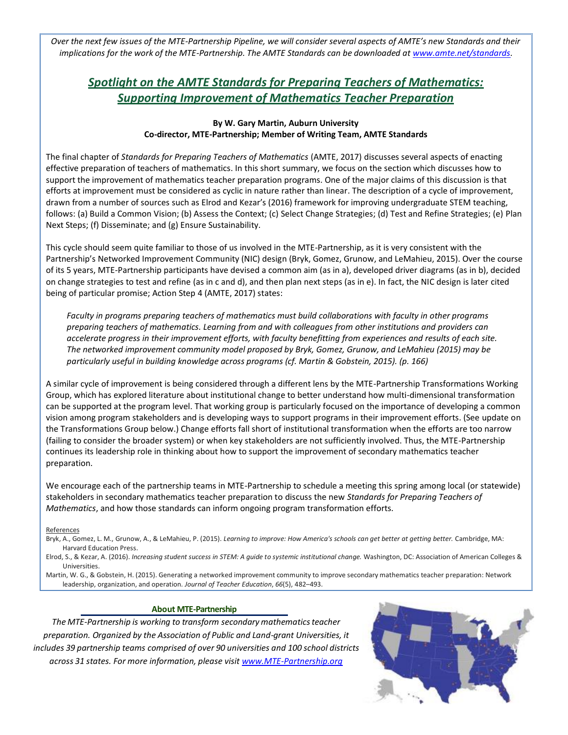*Over the next few issues of the MTE-Partnership Pipeline, we will consider several aspects of AMTE's new Standards and their implications for the work of the MTE-Partnership. The AMTE Standards can be downloaded at [www.amte.net/standards](http://www.amte.net/standards).*

## Spotlight on the AMTE Standards for Preparing Teachers of Mathematics: Supporting Improvement of Mathematics Teacher Preparation

**By W. Gary Martin, Auburn University**
**Co-director, MTE-Partnership; Member of Writing Team, AMTE Standards**

The final chapter of *Standards for Preparing Teachers of Mathematics* (AMTE, 2017) discusses several aspects of enacting effective preparation of teachers of mathematics. In this short summary, we focus on the section which discusses how to support the improvement of mathematics teacher preparation programs. One of the major claims of this discussion is that efforts at improvement must be considered as cyclic in nature rather than linear. The description of a cycle of improvement, drawn from a number of sources such as Elrod and Kezar's (2016) framework for improving undergraduate STEM teaching, follows: (a) Build a Common Vision; (b) Assess the Context; (c) Select Change Strategies; (d) Test and Refine Strategies; (e) Plan Next Steps; (f) Disseminate; and (g) Ensure Sustainability.

This cycle should seem quite familiar to those of us involved in the MTE-Partnership, as it is very consistent with the Partnership's Networked Improvement Community (NIC) design (Bryk, Gomez, Grunow, and LeMahieu, 2015). Over the course of its 5 years, MTE-Partnership participants have devised a common aim (as in a), developed driver diagrams (as in b), decided on change strategies to test and refine (as in c and d), and then plan next steps (as in e). In fact, the NIC design is later cited being of particular promise; Action Step 4 (AMTE, 2017) states:

> *Faculty in programs preparing teachers of mathematics must build collaborations with faculty in other programs preparing teachers of mathematics. Learning from and with colleagues from other institutions and providers can accelerate progress in their improvement efforts, with faculty benefitting from experiences and results of each site. The networked improvement community model proposed by Bryk, Gomez, Grunow, and LeMahieu (2015) may be particularly useful in building knowledge across programs (cf. Martin & Gobstein, 2015). (p. 166)*

A similar cycle of improvement is being considered through a different lens by the MTE-Partnership Transformations Working Group, which has explored literature about institutional change to better understand how multi-dimensional transformation can be supported at the program level. That working group is particularly focused on the importance of developing a common vision among program stakeholders and is developing ways to support programs in their improvement efforts. (See update on the Transformations Group below.) Change efforts fall short of institutional transformation when the efforts are too narrow (failing to consider the broader system) or when key stakeholders are not sufficiently involved. Thus, the MTE-Partnership continues its leadership role in thinking about how to support the improvement of secondary mathematics teacher preparation.

We encourage each of the partnership teams in MTE-Partnership to schedule a meeting this spring among local (or statewide) stakeholders in secondary mathematics teacher preparation to discuss the new *Standards for Preparing Teachers of Mathematics*, and how those standards can inform ongoing program transformation efforts.

References

Bryk, A., Gomez, L. M., Grunow, A., & LeMahieu, P. (2015). *Learning to improve: How America's schools can get better at getting better.* Cambridge, MA: Harvard Education Press.

Elrod, S., & Kezar, A. (2016). *Increasing student success in STEM: A guide to systemic institutional change.* Washington, DC: Association of American Colleges & Universities.

Martin, W. G., & Gobstein, H. (2015). Generating a networked improvement community to improve secondary mathematics teacher preparation: Network leadership, organization, and operation. *Journal of Teacher Education*, *66*(5), 482–493.

**About MTE-Partnership**

*The MTE-Partnership is working to transform secondary mathematics teacher preparation. Organized by the Association of Public and Land-grant Universities, it includes 39 partnership teams comprised of over 90 universities and 100 school districts across 31 states. For more information, please visit [www.MTE-Partnership.org](http://www.MTE-Partnership.org)*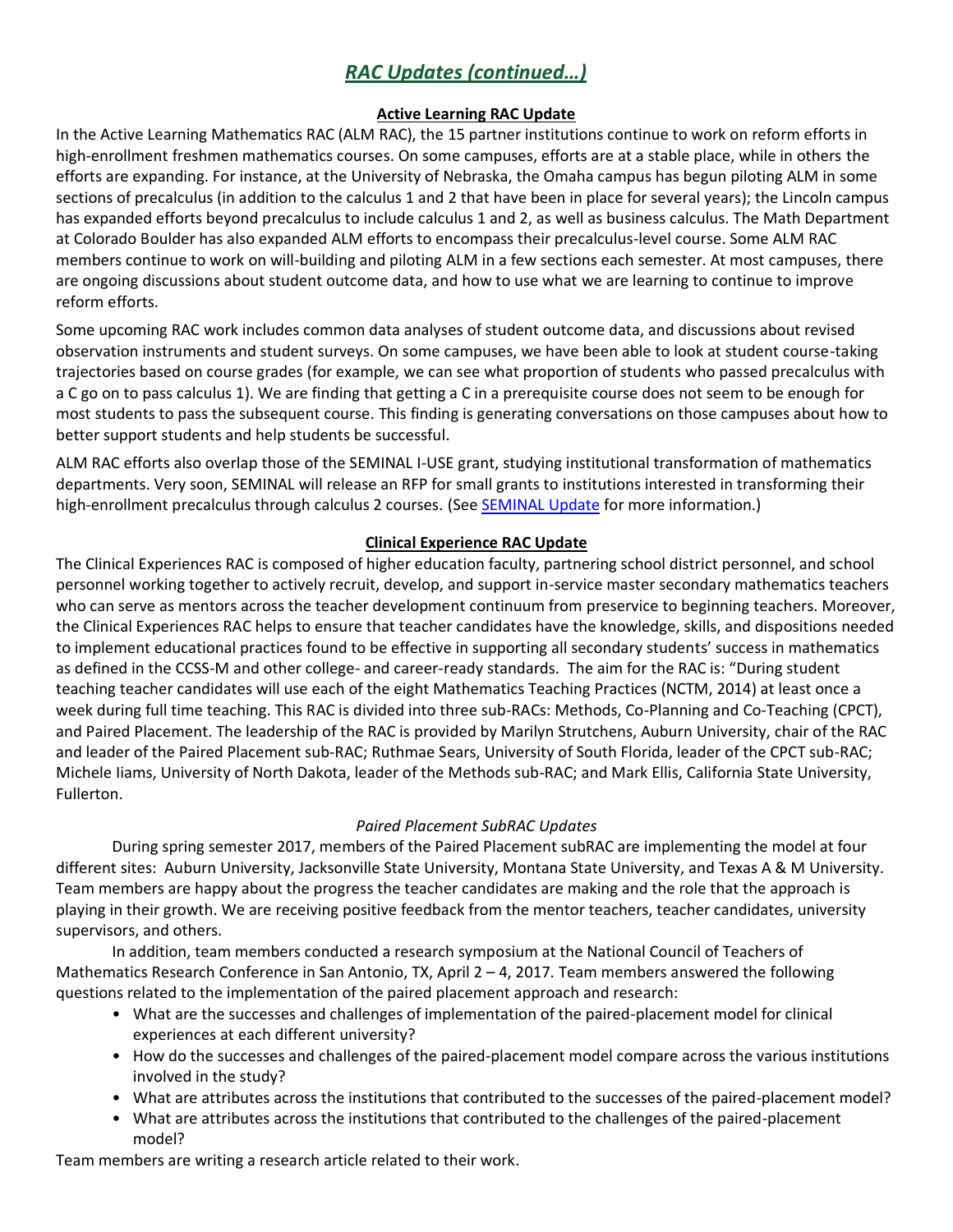# *RAC Updates (continued…)*

## Active Learning RAC Update

In the Active Learning Mathematics RAC (ALM RAC), the 15 partner institutions continue to work on reform efforts in high-enrollment freshmen mathematics courses. On some campuses, efforts are at a stable place, while in others the efforts are expanding. For instance, at the University of Nebraska, the Omaha campus has begun piloting ALM in some sections of precalculus (in addition to the calculus 1 and 2 that have been in place for several years); the Lincoln campus has expanded efforts beyond precalculus to include calculus 1 and 2, as well as business calculus. The Math Department at Colorado Boulder has also expanded ALM efforts to encompass their precalculus-level course. Some ALM RAC members continue to work on will-building and piloting ALM in a few sections each semester. At most campuses, there are ongoing discussions about student outcome data, and how to use what we are learning to continue to improve reform efforts.

Some upcoming RAC work includes common data analyses of student outcome data, and discussions about revised observation instruments and student surveys. On some campuses, we have been able to look at student course-taking trajectories based on course grades (for example, we can see what proportion of students who passed precalculus with a C go on to pass calculus 1). We are finding that getting a C in a prerequisite course does not seem to be enough for most students to pass the subsequent course. This finding is generating conversations on those campuses about how to better support students and help students be successful.

ALM RAC efforts also overlap those of the SEMINAL I-USE grant, studying institutional transformation of mathematics departments. Very soon, SEMINAL will release an RFP for small grants to institutions interested in transforming their high-enrollment precalculus through calculus 2 courses. (See [SEMINAL Update] for more information.)

## Clinical Experience RAC Update

The Clinical Experiences RAC is composed of higher education faculty, partnering school district personnel, and school personnel working together to actively recruit, develop, and support in-service master secondary mathematics teachers who can serve as mentors across the teacher development continuum from preservice to beginning teachers. Moreover, the Clinical Experiences RAC helps to ensure that teacher candidates have the knowledge, skills, and dispositions needed to implement educational practices found to be effective in supporting all secondary students' success in mathematics as defined in the CCSS-M and other college- and career-ready standards. The aim for the RAC is: "During student teaching teacher candidates will use each of the eight Mathematics Teaching Practices (NCTM, 2014) at least once a week during full time teaching. This RAC is divided into three sub-RACs: Methods, Co-Planning and Co-Teaching (CPCT), and Paired Placement. The leadership of the RAC is provided by Marilyn Strutchens, Auburn University, chair of the RAC and leader of the Paired Placement sub-RAC; Ruthmae Sears, University of South Florida, leader of the CPCT sub-RAC; Michele Iiams, University of North Dakota, leader of the Methods sub-RAC; and Mark Ellis, California State University, Fullerton.

### *Paired Placement SubRAC Updates*

During spring semester 2017, members of the Paired Placement subRAC are implementing the model at four different sites: Auburn University, Jacksonville State University, Montana State University, and Texas A & M University. Team members are happy about the progress the teacher candidates are making and the role that the approach is playing in their growth. We are receiving positive feedback from the mentor teachers, teacher candidates, university supervisors, and others.

In addition, team members conducted a research symposium at the National Council of Teachers of Mathematics Research Conference in San Antonio, TX, April 2 – 4, 2017. Team members answered the following questions related to the implementation of the paired placement approach and research:

- What are the successes and challenges of implementation of the paired-placement model for clinical experiences at each different university?
- How do the successes and challenges of the paired-placement model compare across the various institutions involved in the study?
- What are attributes across the institutions that contributed to the successes of the paired-placement model?
- What are attributes across the institutions that contributed to the challenges of the paired-placement model?

Team members are writing a research article related to their work.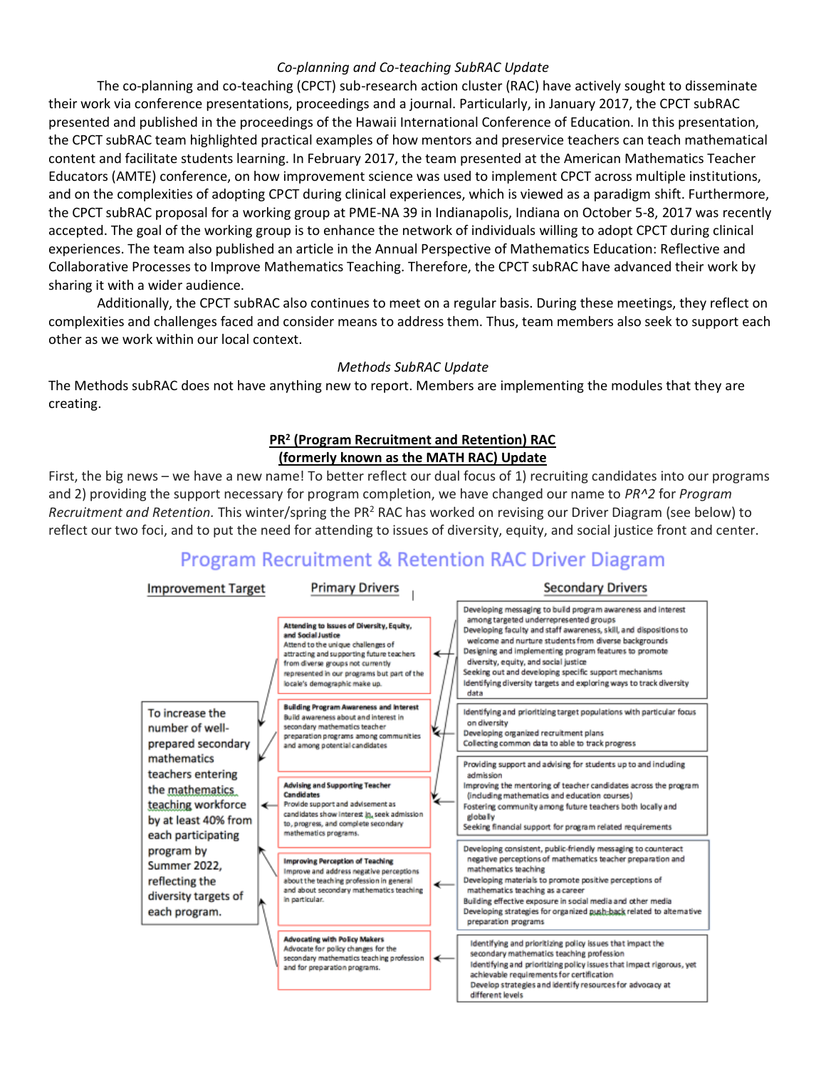*Co-planning and Co-teaching SubRAC Update*

The co-planning and co-teaching (CPCT) sub-research action cluster (RAC) have actively sought to disseminate their work via conference presentations, proceedings and a journal. Particularly, in January 2017, the CPCT subRAC presented and published in the proceedings of the Hawaii International Conference of Education. In this presentation, the CPCT subRAC team highlighted practical examples of how mentors and preservice teachers can teach mathematical content and facilitate students learning. In February 2017, the team presented at the American Mathematics Teacher Educators (AMTE) conference, on how improvement science was used to implement CPCT across multiple institutions, and on the complexities of adopting CPCT during clinical experiences, which is viewed as a paradigm shift. Furthermore, the CPCT subRAC proposal for a working group at PME-NA 39 in Indianapolis, Indiana on October 5-8, 2017 was recently accepted. The goal of the working group is to enhance the network of individuals willing to adopt CPCT during clinical experiences. The team also published an article in the Annual Perspective of Mathematics Education: Reflective and Collaborative Processes to Improve Mathematics Teaching. Therefore, the CPCT subRAC have advanced their work by sharing it with a wider audience.

Additionally, the CPCT subRAC also continues to meet on a regular basis. During these meetings, they reflect on complexities and challenges faced and consider means to address them. Thus, team members also seek to support each other as we work within our local context.

*Methods SubRAC Update*

The Methods subRAC does not have anything new to report. Members are implementing the modules that they are creating.

**PR² (Program Recruitment and Retention) RAC**
**(formerly known as the MATH RAC) Update**

First, the big news – we have a new name! To better reflect our dual focus of 1) recruiting candidates into our programs and 2) providing the support necessary for program completion, we have changed our name to *PR^2* for *Program Recruitment and Retention.* This winter/spring the PR² RAC has worked on revising our Driver Diagram (see below) to reflect our two foci, and to put the need for attending to issues of diversity, equity, and social justice front and center.

## Program Recruitment & Retention RAC Driver Diagram

| Improvement Target | Primary Drivers | Secondary Drivers |
|---|---|---|
| To increase the number of well-prepared secondary mathematics teachers entering the mathematics teaching workforce by at least 40% from each participating program by Summer 2022, reflecting the diversity targets of each program. | **Attending to Issues of Diversity, Equity, and Social Justice** Attend to the unique challenges of attracting and supporting future teachers from diverse groups not currently represented in our programs but part of the locale's demographic make up. | Developing messaging to build program awareness and interest among targeted underrepresented groups<br>Developing faculty and staff awareness, skill, and dispositions to welcome and nurture students from diverse backgrounds<br>Designing and implementing program features to promote diversity, equity, and social justice<br>Seeking out and developing specific support mechanisms<br>Identifying diversity targets and exploring ways to track diversity data |
| | **Building Program Awareness and Interest** Build awareness about and interest in secondary mathematics teacher preparation programs among communities and among potential candidates | Identifying and prioritizing target populations with particular focus on diversity<br>Developing organized recruitment plans<br>Collecting common data to able to track progress |
| | **Advising and Supporting Teacher Candidates** Provide support and advisement as candidates show interest in, seek admission to, progress, and complete secondary mathematics programs. | Providing support and advising for students up to and including admission<br>Improving the mentoring of teacher candidates across the program (including mathematics and education courses)<br>Fostering community among future teachers both locally and globally<br>Seeking financial support for program related requirements |
| | **Improving Perception of Teaching** Improve and address negative perceptions about the teaching profession in general and about secondary mathematics teaching in particular. | Developing consistent, public-friendly messaging to counteract negative perceptions of mathematics teacher preparation and mathematics teaching<br>Developing materials to promote positive perceptions of mathematics teaching as a career<br>Building effective exposure in social media and other media<br>Developing strategies for organized push-back related to alternative preparation programs |
| | **Advocating with Policy Makers** Advocate for policy changes for the secondary mathematics teaching profession and for preparation programs. | Identifying and prioritizing policy issues that impact the secondary mathematics teaching profession<br>Identifying and prioritizing policy issues that impact rigorous, yet achievable requirements for certification<br>Develop strategies and identify resources for advocacy at different levels |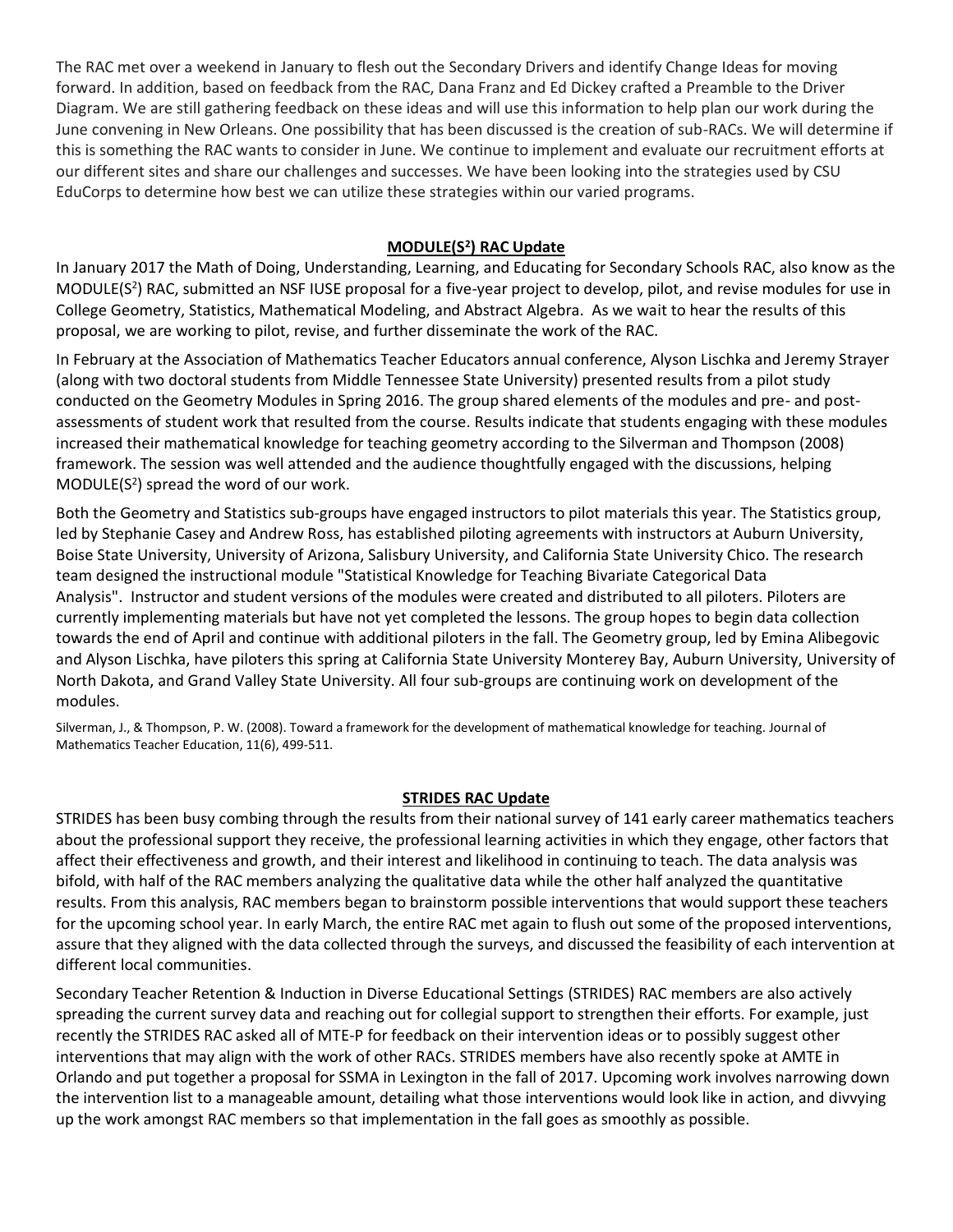The RAC met over a weekend in January to flesh out the Secondary Drivers and identify Change Ideas for moving forward. In addition, based on feedback from the RAC, Dana Franz and Ed Dickey crafted a Preamble to the Driver Diagram. We are still gathering feedback on these ideas and will use this information to help plan our work during the June convening in New Orleans. One possibility that has been discussed is the creation of sub-RACs. We will determine if this is something the RAC wants to consider in June. We continue to implement and evaluate our recruitment efforts at our different sites and share our challenges and successes. We have been looking into the strategies used by CSU EduCorps to determine how best we can utilize these strategies within our varied programs.

## MODULE($S^2$) RAC Update

In January 2017 the Math of Doing, Understanding, Learning, and Educating for Secondary Schools RAC, also know as the MODULE($S^2$) RAC, submitted an NSF IUSE proposal for a five-year project to develop, pilot, and revise modules for use in College Geometry, Statistics, Mathematical Modeling, and Abstract Algebra. As we wait to hear the results of this proposal, we are working to pilot, revise, and further disseminate the work of the RAC.

In February at the Association of Mathematics Teacher Educators annual conference, Alyson Lischka and Jeremy Strayer (along with two doctoral students from Middle Tennessee State University) presented results from a pilot study conducted on the Geometry Modules in Spring 2016. The group shared elements of the modules and pre- and post-assessments of student work that resulted from the course. Results indicate that students engaging with these modules increased their mathematical knowledge for teaching geometry according to the Silverman and Thompson (2008) framework. The session was well attended and the audience thoughtfully engaged with the discussions, helping MODULE($S^2$) spread the word of our work.

Both the Geometry and Statistics sub-groups have engaged instructors to pilot materials this year. The Statistics group, led by Stephanie Casey and Andrew Ross, has established piloting agreements with instructors at Auburn University, Boise State University, University of Arizona, Salisbury University, and California State University Chico. The research team designed the instructional module "Statistical Knowledge for Teaching Bivariate Categorical Data Analysis". Instructor and student versions of the modules were created and distributed to all piloters. Piloters are currently implementing materials but have not yet completed the lessons. The group hopes to begin data collection towards the end of April and continue with additional piloters in the fall. The Geometry group, led by Emina Alibegovic and Alyson Lischka, have piloters this spring at California State University Monterey Bay, Auburn University, University of North Dakota, and Grand Valley State University. All four sub-groups are continuing work on development of the modules.

Silverman, J., & Thompson, P. W. (2008). Toward a framework for the development of mathematical knowledge for teaching. Journal of Mathematics Teacher Education, 11(6), 499-511.

## STRIDES RAC Update

STRIDES has been busy combing through the results from their national survey of 141 early career mathematics teachers about the professional support they receive, the professional learning activities in which they engage, other factors that affect their effectiveness and growth, and their interest and likelihood in continuing to teach. The data analysis was bifold, with half of the RAC members analyzing the qualitative data while the other half analyzed the quantitative results. From this analysis, RAC members began to brainstorm possible interventions that would support these teachers for the upcoming school year. In early March, the entire RAC met again to flush out some of the proposed interventions, assure that they aligned with the data collected through the surveys, and discussed the feasibility of each intervention at different local communities.

Secondary Teacher Retention & Induction in Diverse Educational Settings (STRIDES) RAC members are also actively spreading the current survey data and reaching out for collegial support to strengthen their efforts. For example, just recently the STRIDES RAC asked all of MTE-P for feedback on their intervention ideas or to possibly suggest other interventions that may align with the work of other RACs. STRIDES members have also recently spoke at AMTE in Orlando and put together a proposal for SSMA in Lexington in the fall of 2017. Upcoming work involves narrowing down the intervention list to a manageable amount, detailing what those interventions would look like in action, and divvying up the work amongst RAC members so that implementation in the fall goes as smoothly as possible.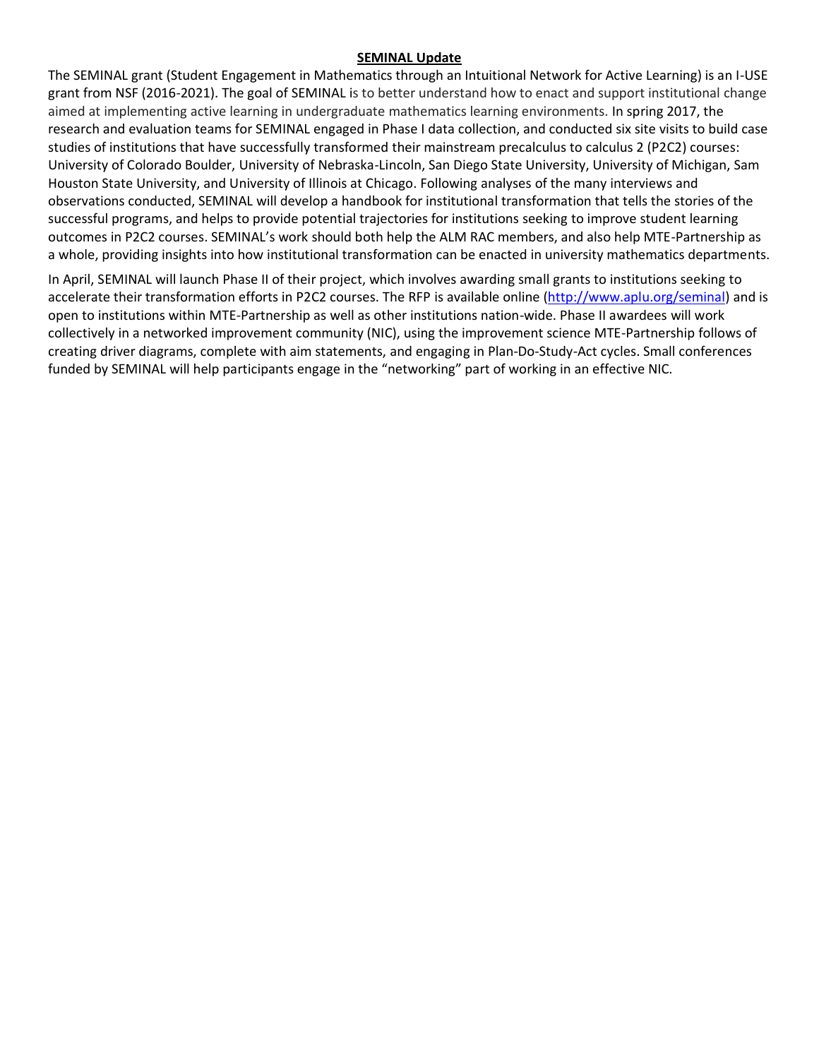**SEMINAL Update**

The SEMINAL grant (Student Engagement in Mathematics through an Intuitional Network for Active Learning) is an I-USE grant from NSF (2016-2021). The goal of SEMINAL is to better understand how to enact and support institutional change aimed at implementing active learning in undergraduate mathematics learning environments. In spring 2017, the research and evaluation teams for SEMINAL engaged in Phase I data collection, and conducted six site visits to build case studies of institutions that have successfully transformed their mainstream precalculus to calculus 2 (P2C2) courses: University of Colorado Boulder, University of Nebraska-Lincoln, San Diego State University, University of Michigan, Sam Houston State University, and University of Illinois at Chicago. Following analyses of the many interviews and observations conducted, SEMINAL will develop a handbook for institutional transformation that tells the stories of the successful programs, and helps to provide potential trajectories for institutions seeking to improve student learning outcomes in P2C2 courses. SEMINAL's work should both help the ALM RAC members, and also help MTE-Partnership as a whole, providing insights into how institutional transformation can be enacted in university mathematics departments.

In April, SEMINAL will launch Phase II of their project, which involves awarding small grants to institutions seeking to accelerate their transformation efforts in P2C2 courses. The RFP is available online (http://www.aplu.org/seminal) and is open to institutions within MTE-Partnership as well as other institutions nation-wide. Phase II awardees will work collectively in a networked improvement community (NIC), using the improvement science MTE-Partnership follows of creating driver diagrams, complete with aim statements, and engaging in Plan-Do-Study-Act cycles. Small conferences funded by SEMINAL will help participants engage in the "networking" part of working in an effective NIC.